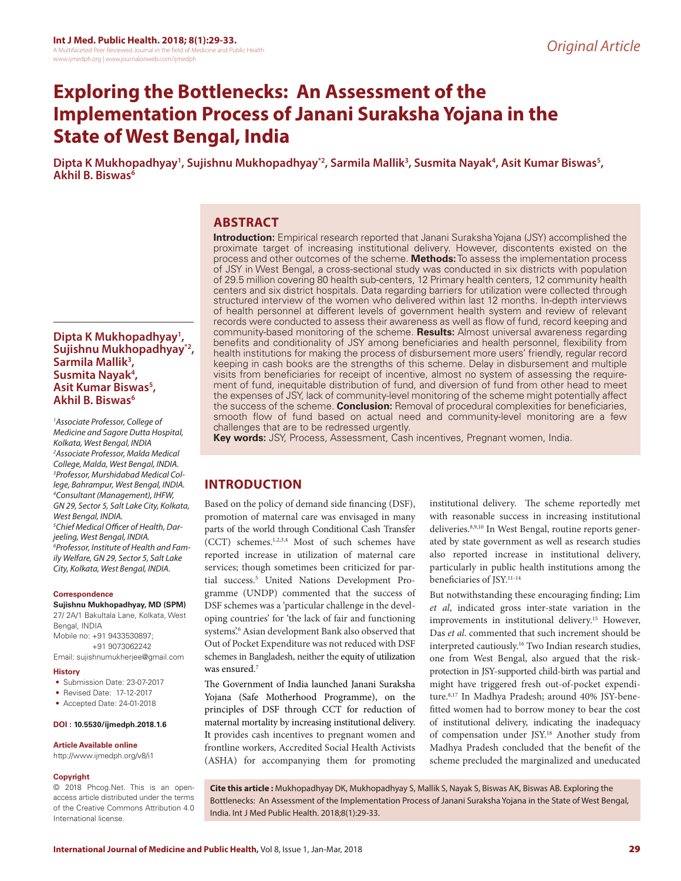*Original Article*

# Exploring the Bottlenecks: An Assessment of the Implementation Process of Janani Suraksha Yojana in the State of West Bengal, India

**Dipta K Mukhopadhyay[1], Sujishnu Mukhopadhyay[*2], Sarmila Mallik[3], Susmita Nayak[4], Asit Kumar Biswas[5], Akhil B. Biswas[6]**

## ABSTRACT

**Introduction:** Empirical research reported that Janani Suraksha Yojana (JSY) accomplished the proximate target of increasing institutional delivery. However, discontents existed on the process and other outcomes of the scheme. **Methods:** To assess the implementation process of JSY in West Bengal, a cross-sectional study was conducted in six districts with population of 29.5 million covering 80 health sub-centers, 12 Primary health centers, 12 community health centers and six district hospitals. Data regarding barriers for utilization were collected through structured interview of the women who delivered within last 12 months. In-depth interviews of health personnel at different levels of government health system and review of relevant records were conducted to assess their awareness as well as flow of fund, record keeping and community-based monitoring of the scheme. **Results:** Almost universal awareness regarding benefits and conditionality of JSY among beneficiaries and health personnel, flexibility from health institutions for making the process of disbursement more users' friendly, regular record keeping in cash books are the strengths of this scheme. Delay in disbursement and multiple visits from beneficiaries for receipt of incentive, almost no system of assessing the requirement of fund, inequitable distribution of fund, and diversion of fund from other head to meet the expenses of JSY, lack of community-level monitoring of the scheme might potentially affect the success of the scheme. **Conclusion:** Removal of procedural complexities for beneficiaries, smooth flow of fund based on actual need and community-level monitoring are a few challenges that are to be redressed urgently.

**Key words:** JSY, Process, Assessment, Cash incentives, Pregnant women, India.

**Dipta K Mukhopadhyay[1], Sujishnu Mukhopadhyay[*2], Sarmila Mallik[3], Susmita Nayak[4], Asit Kumar Biswas[5], Akhil B. Biswas[6]**

*[1]Associate Professor, College of Medicine and Sagore Dutta Hospital, Kolkata, West Bengal, INDIA*
*[2]Associate Professor, Malda Medical College, Malda, West Bengal, INDIA.*
*[3]Professor, Murshidabad Medical College, Bahrampur, West Bengal, INDIA.*
*[4]Consultant (Management), IHFW, GN 29, Sector 5, Salt Lake City, Kolkata, West Bengal, INDIA.*
*[5]Chief Medical Officer of Health, Darjeeling, West Bengal, INDIA.*
*[6]Professor, Institute of Health and Family Welfare, GN 29, Sector 5, Salt Lake City, Kolkata, West Bengal, INDIA.*

**Correspondence**

**Sujishnu Mukhopadhyay, MD (SPM)**
27/ 2A/1 Bakultala Lane, Kolkata, West Bengal, INDIA
Mobile no: +91 9433530897; +91 9073062242
Email: sujishnumukherjee@gmail.com

**History**

- Submission Date: 23-07-2017
- Revised Date: 17-12-2017
- Accepted Date: 24-01-2018

**DOI : 10.5530/ijmedph.2018.1.6**

**Article Available online**
http://www.ijmedph.org/v8/i1

**Copyright**
© 2018 Phcog.Net. This is an open-access article distributed under the terms of the Creative Commons Attribution 4.0 International license.

## INTRODUCTION

Based on the policy of demand side financing (DSF), promotion of maternal care was envisaged in many parts of the world through Conditional Cash Transfer (CCT) schemes.[1,2,3,4] Most of such schemes have reported increase in utilization of maternal care services; though sometimes been criticized for partial success.[5] United Nations Development Programme (UNDP) commented that the success of DSF schemes was a 'particular challenge in the developing countries' for 'the lack of fair and functioning systems'.[6] Asian development Bank also observed that Out of Pocket Expenditure was not reduced with DSF schemes in Bangladesh, neither the equity of utilization was ensured.[7]

The Government of India launched Janani Suraksha Yojana (Safe Motherhood Programme), on the principles of DSF through CCT for reduction of maternal mortality by increasing institutional delivery. It provides cash incentives to pregnant women and frontline workers, Accredited Social Health Activists (ASHA) for accompanying them for promoting institutional delivery. The scheme reportedly met with reasonable success in increasing institutional deliveries.[8,9,10] In West Bengal, routine reports generated by state government as well as research studies also reported increase in institutional delivery, particularly in public health institutions among the beneficiaries of JSY.[11-14]

But notwithstanding these encouraging finding; Lim *et al*, indicated gross inter-state variation in the improvements in institutional delivery.[15] However, Das *et al*. commented that such increment should be interpreted cautiously.[16] Two Indian research studies, one from West Bengal, also argued that the risk-protection in JSY-supported child-birth was partial and might have triggered fresh out-of-pocket expenditure.[8,17] In Madhya Pradesh; around 40% JSY-benefitted women had to borrow money to bear the cost of institutional delivery, indicating the inadequacy of compensation under JSY.[18] Another study from Madhya Pradesh concluded that the benefit of the scheme precluded the marginalized and uneducated

**Cite this article :** Mukhopadhyay DK, Mukhopadhyay S, Mallik S, Nayak S, Biswas AK, Biswas AB. Exploring the Bottlenecks: An Assessment of the Implementation Process of Janani Suraksha Yojana in the State of West Bengal, India. Int J Med Public Health. 2018;8(1):29-33.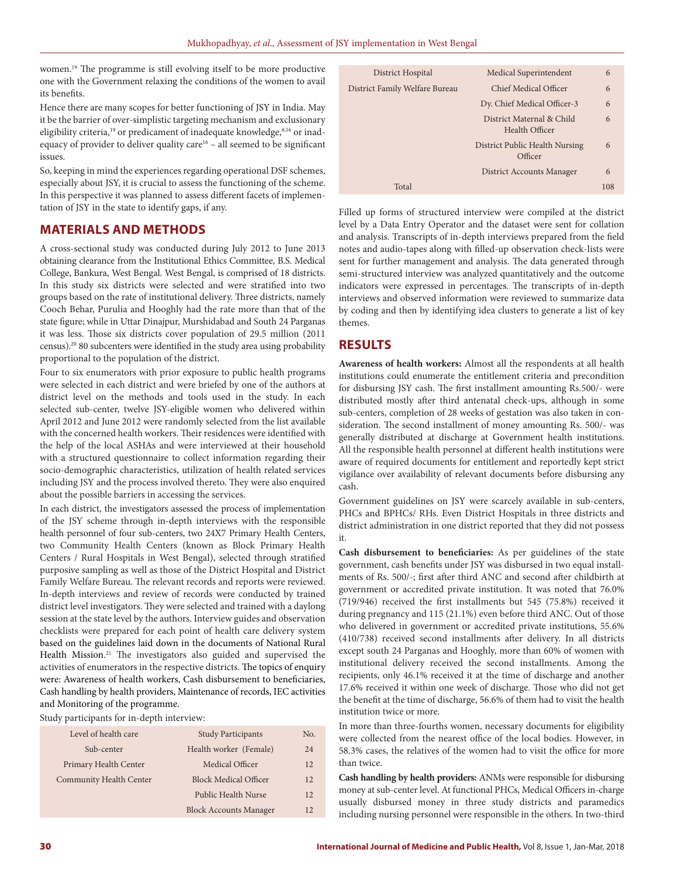women.[19] The programme is still evolving itself to be more productive one with the Government relaxing the conditions of the women to avail its benefits.

Hence there are many scopes for better functioning of JSY in India. May it be the barrier of over-simplistic targeting mechanism and exclusionary eligibility criteria,[19] or predicament of inadequate knowledge,[8,16] or inadequacy of provider to deliver quality care[16] – all seemed to be significant issues.

So, keeping in mind the experiences regarding operational DSF schemes, especially about JSY, it is crucial to assess the functioning of the scheme. In this perspective it was planned to assess different facets of implementation of JSY in the state to identify gaps, if any.

## MATERIALS AND METHODS

A cross-sectional study was conducted during July 2012 to June 2013 obtaining clearance from the Institutional Ethics Committee, B.S. Medical College, Bankura, West Bengal. West Bengal, is comprised of 18 districts. In this study six districts were selected and were stratified into two groups based on the rate of institutional delivery. Three districts, namely Cooch Behar, Purulia and Hooghly had the rate more than that of the state figure; while in Uttar Dinajpur, Murshidabad and South 24 Parganas it was less. Those six districts cover population of 29.5 million (2011 census).[20] 80 subcenters were identified in the study area using probability proportional to the population of the district.

Four to six enumerators with prior exposure to public health programs were selected in each district and were briefed by one of the authors at district level on the methods and tools used in the study. In each selected sub-center, twelve JSY-eligible women who delivered within April 2012 and June 2012 were randomly selected from the list available with the concerned health workers. Their residences were identified with the help of the local ASHAs and were interviewed at their household with a structured questionnaire to collect information regarding their socio-demographic characteristics, utilization of health related services including JSY and the process involved thereto. They were also enquired about the possible barriers in accessing the services.

In each district, the investigators assessed the process of implementation of the JSY scheme through in-depth interviews with the responsible health personnel of four sub-centers, two 24X7 Primary Health Centers, two Community Health Centers (known as Block Primary Health Centers / Rural Hospitals in West Bengal), selected through stratified purposive sampling as well as those of the District Hospital and District Family Welfare Bureau. The relevant records and reports were reviewed. In-depth interviews and review of records were conducted by trained district level investigators. They were selected and trained with a daylong session at the state level by the authors. Interview guides and observation checklists were prepared for each point of health care delivery system based on the guidelines laid down in the documents of National Rural Health Mission.[21] The investigators also guided and supervised the activities of enumerators in the respective districts. The topics of enquiry were: Awareness of health workers, Cash disbursement to beneficiaries, Cash handling by health providers, Maintenance of records, IEC activities and Monitoring of the programme.

Study participants for in-depth interview:

| Level of health care | Study Participants | No. |
|---|---|---|
| Sub-center | Health worker (Female) | 24 |
| Primary Health Center | Medical Officer | 12 |
| Community Health Center | Block Medical Officer | 12 |
| | Public Health Nurse | 12 |
| | Block Accounts Manager | 12 |
| District Hospital | Medical Superintendent | 6 |
| District Family Welfare Bureau | Chief Medical Officer | 6 |
| | Dy. Chief Medical Officer-3 | 6 |
| | District Maternal & Child Health Officer | 6 |
| | District Public Health Nursing Officer | 6 |
| | District Accounts Manager | 6 |
| Total | | 108 |

Filled up forms of structured interview were compiled at the district level by a Data Entry Operator and the dataset were sent for collation and analysis. Transcripts of in-depth interviews prepared from the field notes and audio-tapes along with filled-up observation check-lists were sent for further management and analysis. The data generated through semi-structured interview was analyzed quantitatively and the outcome indicators were expressed in percentages. The transcripts of in-depth interviews and observed information were reviewed to summarize data by coding and then by identifying idea clusters to generate a list of key themes.

## RESULTS

**Awareness of health workers:** Almost all the respondents at all health institutions could enumerate the entitlement criteria and precondition for disbursing JSY cash. The first installment amounting Rs.500/- were distributed mostly after third antenatal check-ups, although in some sub-centers, completion of 28 weeks of gestation was also taken in consideration. The second installment of money amounting Rs. 500/- was generally distributed at discharge at Government health institutions. All the responsible health personnel at different health institutions were aware of required documents for entitlement and reportedly kept strict vigilance over availability of relevant documents before disbursing any cash.

Government guidelines on JSY were scarcely available in sub-centers, PHCs and BPHCs/ RHs. Even District Hospitals in three districts and district administration in one district reported that they did not possess it.

**Cash disbursement to beneficiaries:** As per guidelines of the state government, cash benefits under JSY was disbursed in two equal installments of Rs. 500/-; first after third ANC and second after childbirth at government or accredited private institution. It was noted that 76.0% (719/946) received the first installments but 545 (75.8%) received it during pregnancy and 115 (21.1%) even before third ANC. Out of those who delivered in government or accredited private institutions, 55.6% (410/738) received second installments after delivery. In all districts except south 24 Parganas and Hooghly, more than 60% of women with institutional delivery received the second installments. Among the recipients, only 46.1% received it at the time of discharge and another 17.6% received it within one week of discharge. Those who did not get the benefit at the time of discharge, 56.6% of them had to visit the health institution twice or more.

In more than three-fourths women, necessary documents for eligibility were collected from the nearest office of the local bodies. However, in 58.3% cases, the relatives of the women had to visit the office for more than twice.

**Cash handling by health providers:** ANMs were responsible for disbursing money at sub-center level. At functional PHCs, Medical Officers in-charge usually disbursed money in three study districts and paramedics including nursing personnel were responsible in the others. In two-third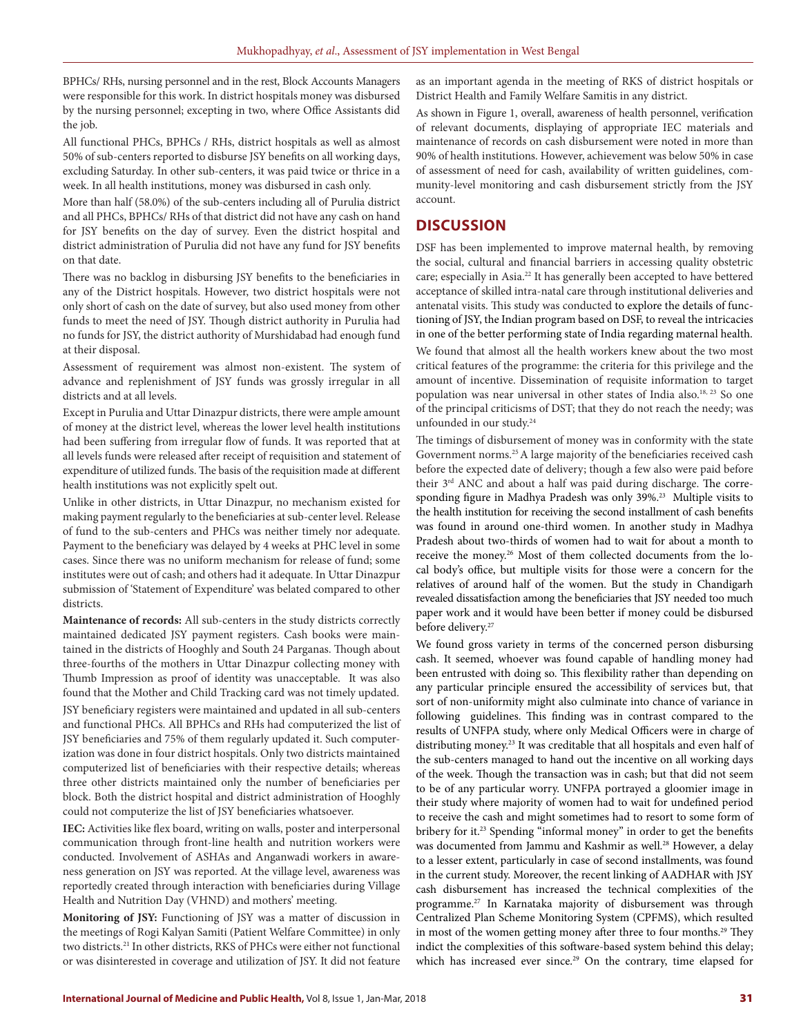BPHCs/ RHs, nursing personnel and in the rest, Block Accounts Managers were responsible for this work. In district hospitals money was disbursed by the nursing personnel; excepting in two, where Office Assistants did the job.

All functional PHCs, BPHCs / RHs, district hospitals as well as almost 50% of sub-centers reported to disburse JSY benefits on all working days, excluding Saturday. In other sub-centers, it was paid twice or thrice in a week. In all health institutions, money was disbursed in cash only.

More than half (58.0%) of the sub-centers including all of Purulia district and all PHCs, BPHCs/ RHs of that district did not have any cash on hand for JSY benefits on the day of survey. Even the district hospital and district administration of Purulia did not have any fund for JSY benefits on that date.

There was no backlog in disbursing JSY benefits to the beneficiaries in any of the District hospitals. However, two district hospitals were not only short of cash on the date of survey, but also used money from other funds to meet the need of JSY. Though district authority in Purulia had no funds for JSY, the district authority of Murshidabad had enough fund at their disposal.

Assessment of requirement was almost non-existent. The system of advance and replenishment of JSY funds was grossly irregular in all districts and at all levels.

Except in Purulia and Uttar Dinazpur districts, there were ample amount of money at the district level, whereas the lower level health institutions had been suffering from irregular flow of funds. It was reported that at all levels funds were released after receipt of requisition and statement of expenditure of utilized funds. The basis of the requisition made at different health institutions was not explicitly spelt out.

Unlike in other districts, in Uttar Dinazpur, no mechanism existed for making payment regularly to the beneficiaries at sub-center level. Release of fund to the sub-centers and PHCs was neither timely nor adequate. Payment to the beneficiary was delayed by 4 weeks at PHC level in some cases. Since there was no uniform mechanism for release of fund; some institutes were out of cash; and others had it adequate. In Uttar Dinazpur submission of 'Statement of Expenditure' was belated compared to other districts.

**Maintenance of records:** All sub-centers in the study districts correctly maintained dedicated JSY payment registers. Cash books were maintained in the districts of Hooghly and South 24 Parganas. Though about three-fourths of the mothers in Uttar Dinazpur collecting money with Thumb Impression as proof of identity was unacceptable. It was also found that the Mother and Child Tracking card was not timely updated.

JSY beneficiary registers were maintained and updated in all sub-centers and functional PHCs. All BPHCs and RHs had computerized the list of JSY beneficiaries and 75% of them regularly updated it. Such computerization was done in four district hospitals. Only two districts maintained computerized list of beneficiaries with their respective details; whereas three other districts maintained only the number of beneficiaries per block. Both the district hospital and district administration of Hooghly could not computerize the list of JSY beneficiaries whatsoever.

**IEC:** Activities like flex board, writing on walls, poster and interpersonal communication through front-line health and nutrition workers were conducted. Involvement of ASHAs and Anganwadi workers in awareness generation on JSY was reported. At the village level, awareness was reportedly created through interaction with beneficiaries during Village Health and Nutrition Day (VHND) and mothers' meeting.

**Monitoring of JSY:** Functioning of JSY was a matter of discussion in the meetings of Rogi Kalyan Samiti (Patient Welfare Committee) in only two districts.[21] In other districts, RKS of PHCs were either not functional or was disinterested in coverage and utilization of JSY. It did not feature as an important agenda in the meeting of RKS of district hospitals or District Health and Family Welfare Samitis in any district.

As shown in Figure 1, overall, awareness of health personnel, verification of relevant documents, displaying of appropriate IEC materials and maintenance of records on cash disbursement were noted in more than 90% of health institutions. However, achievement was below 50% in case of assessment of need for cash, availability of written guidelines, community-level monitoring and cash disbursement strictly from the JSY account.

## DISCUSSION

DSF has been implemented to improve maternal health, by removing the social, cultural and financial barriers in accessing quality obstetric care; especially in Asia.[22] It has generally been accepted to have bettered acceptance of skilled intra-natal care through institutional deliveries and antenatal visits. This study was conducted to explore the details of functioning of JSY, the Indian program based on DSF, to reveal the intricacies in one of the better performing state of India regarding maternal health.

We found that almost all the health workers knew about the two most critical features of the programme: the criteria for this privilege and the amount of incentive. Dissemination of requisite information to target population was near universal in other states of India also.[18, 23] So one of the principal criticisms of DST; that they do not reach the needy; was unfounded in our study.[24]

The timings of disbursement of money was in conformity with the state Government norms.[25] A large majority of the beneficiaries received cash before the expected date of delivery; though a few also were paid before their 3rd ANC and about a half was paid during discharge. The corresponding figure in Madhya Pradesh was only 39%.[23] Multiple visits to the health institution for receiving the second installment of cash benefits was found in around one-third women. In another study in Madhya Pradesh about two-thirds of women had to wait for about a month to receive the money.[26] Most of them collected documents from the local body's office, but multiple visits for those were a concern for the relatives of around half of the women. But the study in Chandigarh revealed dissatisfaction among the beneficiaries that JSY needed too much paper work and it would have been better if money could be disbursed before delivery.[27]

We found gross variety in terms of the concerned person disbursing cash. It seemed, whoever was found capable of handling money had been entrusted with doing so. This flexibility rather than depending on any particular principle ensured the accessibility of services but, that sort of non-uniformity might also culminate into chance of variance in following guidelines. This finding was in contrast compared to the results of UNFPA study, where only Medical Officers were in charge of distributing money.[23] It was creditable that all hospitals and even half of the sub-centers managed to hand out the incentive on all working days of the week. Though the transaction was in cash; but that did not seem to be of any particular worry. UNFPA portrayed a gloomier image in their study where majority of women had to wait for undefined period to receive the cash and might sometimes had to resort to some form of bribery for it.[23] Spending "informal money" in order to get the benefits was documented from Jammu and Kashmir as well.[28] However, a delay to a lesser extent, particularly in case of second installments, was found in the current study. Moreover, the recent linking of AADHAR with JSY cash disbursement has increased the technical complexities of the programme.[27] In Karnataka majority of disbursement was through Centralized Plan Scheme Monitoring System (CPFMS), which resulted in most of the women getting money after three to four months.[29] They indict the complexities of this software-based system behind this delay; which has increased ever since.[29] On the contrary, time elapsed for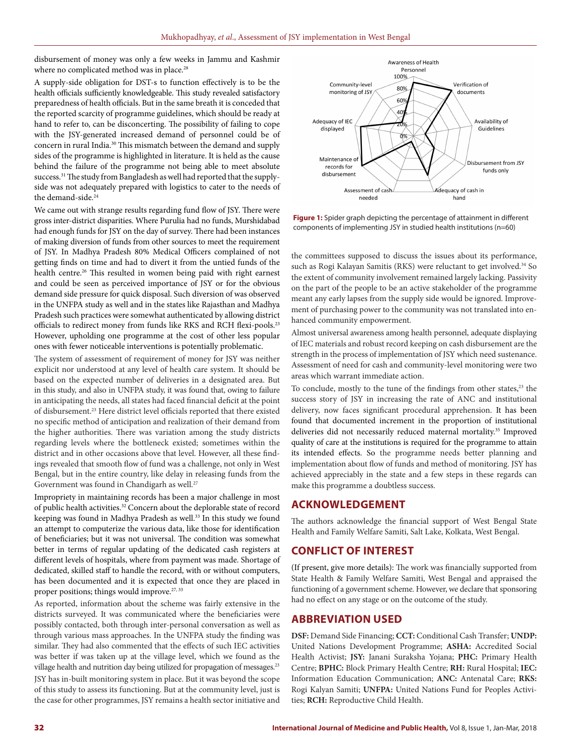disbursement of money was only a few weeks in Jammu and Kashmir where no complicated method was in place.[28]

A supply-side obligation for DST-s to function effectively is to be the health officials sufficiently knowledgeable. This study revealed satisfactory preparedness of health officials. But in the same breath it is conceded that the reported scarcity of programme guidelines, which should be ready at hand to refer to, can be disconcerting. The possibility of failing to cope with the JSY-generated increased demand of personnel could be of concern in rural India.[30] This mismatch between the demand and supply sides of the programme is highlighted in literature. It is held as the cause behind the failure of the programme not being able to meet absolute success.[31] The study from Bangladesh as well had reported that the supply-side was not adequately prepared with logistics to cater to the needs of the demand-side.[24]

We came out with strange results regarding fund flow of JSY. There were gross inter-district disparities. Where Purulia had no funds, Murshidabad had enough funds for JSY on the day of survey. There had been instances of making diversion of funds from other sources to meet the requirement of JSY. In Madhya Pradesh 80% Medical Officers complained of not getting finds on time and had to divert it from the untied funds of the health centre.[26] This resulted in women being paid with right earnest and could be seen as perceived importance of JSY or for the obvious demand side pressure for quick disposal. Such diversion of was observed in the UNFPA study as well and in the states like Rajasthan and Madhya Pradesh such practices were somewhat authenticated by allowing district officials to redirect money from funds like RKS and RCH flexi-pools.[23] However, upholding one programme at the cost of other less popular ones with fewer noticeable interventions is potentially problematic.

The system of assessment of requirement of money for JSY was neither explicit nor understood at any level of health care system. It should be based on the expected number of deliveries in a designated area. But in this study, and also in UNFPA study, it was found that, owing to failure in anticipating the needs, all states had faced financial deficit at the point of disbursement.[23] Here district level officials reported that there existed no specific method of anticipation and realization of their demand from the higher authorities. There was variation among the study districts regarding levels where the bottleneck existed; sometimes within the district and in other occasions above that level. However, all these findings revealed that smooth flow of fund was a challenge, not only in West Bengal, but in the entire country, like delay in releasing funds from the Government was found in Chandigarh as well.[27]

Impropriety in maintaining records has been a major challenge in most of public health activities.[32] Concern about the deplorable state of record keeping was found in Madhya Pradesh as well.[33] In this study we found an attempt to computerize the various data, like those for identification of beneficiaries; but it was not universal. The condition was somewhat better in terms of regular updating of the dedicated cash registers at different levels of hospitals, where from payment was made. Shortage of dedicated, skilled staff to handle the record, with or without computers, has been documented and it is expected that once they are placed in proper positions; things would improve.[27, 33]

As reported, information about the scheme was fairly extensive in the districts surveyed. It was communicated where the beneficiaries were possibly contacted, both through inter-personal conversation as well as through various mass approaches. In the UNFPA study the finding was similar. They had also commented that the effects of such IEC activities was better if was taken up at the village level, which we found as the village health and nutrition day being utilized for propagation of messages.[23]

JSY has in-built monitoring system in place. But it was beyond the scope of this study to assess its functioning. But at the community level, just is the case for other programmes, JSY remains a health sector initiative and the committees supposed to discuss the issues about its performance, such as Rogi Kalayan Samitis (RKS) were reluctant to get involved.[34] So the extent of community involvement remained largely lacking. Passivity on the part of the people to be an active stakeholder of the programme meant any early lapses from the supply side would be ignored. Improvement of purchasing power to the community was not translated into enhanced community empowerment.

Figure 1: Spider graph depicting the percentage of attainment in different components of implementing JSY in studied health institutions (n=60)

Almost universal awareness among health personnel, adequate displaying of IEC materials and robust record keeping on cash disbursement are the strength in the process of implementation of JSY which need sustenance. Assessment of need for cash and community-level monitoring were two areas which warrant immediate action.

To conclude, mostly to the tune of the findings from other states,[23] the success story of JSY in increasing the rate of ANC and institutional delivery, now faces significant procedural apprehension. It has been found that documented increment in the proportion of institutional deliveries did not necessarily reduced maternal mortality.[35] Improved quality of care at the institutions is required for the programme to attain its intended effects. So the programme needs better planning and implementation about flow of funds and method of monitoring. JSY has achieved appreciably in the state and a few steps in these regards can make this programme a doubtless success.

## ACKNOWLEDGEMENT

The authors acknowledge the financial support of West Bengal State Health and Family Welfare Samiti, Salt Lake, Kolkata, West Bengal.

## CONFLICT OF INTEREST

(If present, give more details): The work was financially supported from State Health & Family Welfare Samiti, West Bengal and appraised the functioning of a government scheme. However, we declare that sponsoring had no effect on any stage or on the outcome of the study.

## ABBREVIATION USED

**DSF:** Demand Side Financing; **CCT:** Conditional Cash Transfer; **UNDP:** United Nations Development Programme; **ASHA:** Accredited Social Health Activist; **JSY:** Janani Suraksha Yojana; **PHC:** Primary Health Centre; **BPHC:** Block Primary Health Centre; **RH:** Rural Hospital; **IEC:** Information Education Communication; **ANC:** Antenatal Care; **RKS:** Rogi Kalyan Samiti; **UNFPA:** United Nations Fund for Peoples Activities; **RCH:** Reproductive Child Health.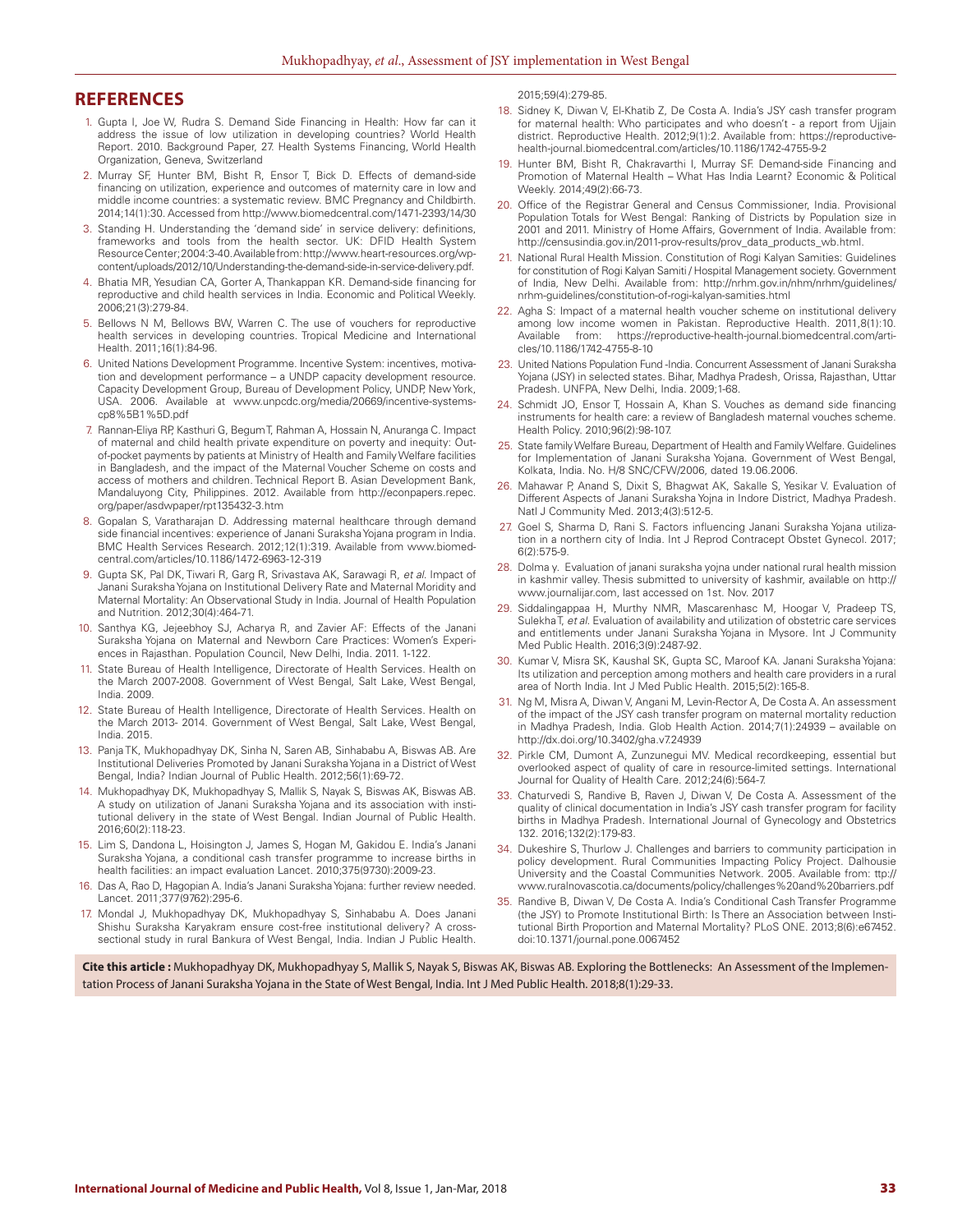## REFERENCES

1. Gupta I, Joe W, Rudra S. Demand Side Financing in Health: How far can it address the issue of low utilization in developing countries? World Health Report. 2010. Background Paper, 27. Health Systems Financing, World Health Organization, Geneva, Switzerland
2. Murray SF, Hunter BM, Bisht R, Ensor T, Bick D. Effects of demand-side financing on utilization, experience and outcomes of maternity care in low and middle income countries: a systematic review. BMC Pregnancy and Childbirth. 2014;14(1):30. Accessed from http://www.biomedcentral.com/1471-2393/14/30
3. Standing H. Understanding the 'demand side' in service delivery: definitions, frameworks and tools from the health sector. UK: DFID Health System Resource Center; 2004:3-40. Available from: http://www.heart-resources.org/wp-content/uploads/2012/10/Understanding-the-demand-side-in-service-delivery.pdf.
4. Bhatia MR, Yesudian CA, Gorter A, Thankappan KR. Demand-side financing for reproductive and child health services in India. Economic and Political Weekly. 2006;21(3):279-84.
5. Bellows N M, Bellows BW, Warren C. The use of vouchers for reproductive health services in developing countries. Tropical Medicine and International Health. 2011;16(1):84-96.
6. United Nations Development Programme. Incentive System: incentives, motivation and development performance – a UNDP capacity development resource. Capacity Development Group, Bureau of Development Policy, UNDP, New York, USA. 2006. Available at www.unpcdc.org/media/20669/incentive-systems-cp8%5B1%5D.pdf
7. Rannan-Eliya RP, Kasthuri G, Begum T, Rahman A, Hossain N, Anuranga C. Impact of maternal and child health private expenditure on poverty and inequity: Out-of-pocket payments by patients at Ministry of Health and Family Welfare facilities in Bangladesh, and the impact of the Maternal Voucher Scheme on costs and access of mothers and children. Technical Report B. Asian Development Bank, Mandaluyong City, Philippines. 2012. Available from http://econpapers.repec.org/paper/asdwpaper/rpt135432-3.htm
8. Gopalan S, Varatharajan D. Addressing maternal healthcare through demand side financial incentives: experience of Janani Suraksha Yojana program in India. BMC Health Services Research. 2012;12(1):319. Available from www.biomedcentral.com/articles/10.1186/1472-6963-12-319
9. Gupta SK, Pal DK, Tiwari R, Garg R, Srivastava AK, Sarawagi R, *et al.* Impact of Janani Suraksha Yojana on Institutional Delivery Rate and Maternal Moridity and Maternal Mortality: An Observational Study in India. Journal of Health Population and Nutrition. 2012;30(4):464-71.
10. Santhya KG, Jejeebhoy SJ, Acharya R, and Zavier AF: Effects of the Janani Suraksha Yojana on Maternal and Newborn Care Practices: Women's Experiences in Rajasthan. Population Council, New Delhi, India. 2011. 1-122.
11. State Bureau of Health Intelligence, Directorate of Health Services. Health on the March 2007-2008. Government of West Bengal, Salt Lake, West Bengal, India. 2009.
12. State Bureau of Health Intelligence, Directorate of Health Services. Health on the March 2013- 2014. Government of West Bengal, Salt Lake, West Bengal, India. 2015.
13. Panja TK, Mukhopadhyay DK, Sinha N, Saren AB, Sinhababu A, Biswas AB. Are Institutional Deliveries Promoted by Janani Suraksha Yojana in a District of West Bengal, India? Indian Journal of Public Health. 2012;56(1):69-72.
14. Mukhopadhyay DK, Mukhopadhyay S, Mallik S, Nayak S, Biswas AK, Biswas AB. A study on utilization of Janani Suraksha Yojana and its association with institutional delivery in the state of West Bengal. Indian Journal of Public Health. 2016;60(2):118-23.
15. Lim S, Dandona L, Hoisington J, James S, Hogan M, Gakidou E. India's Janani Suraksha Yojana, a conditional cash transfer programme to increase births in health facilities: an impact evaluation Lancet. 2010;375(9730):2009-23.
16. Das A, Rao D, Hagopian A. India's Janani Suraksha Yojana: further review needed. Lancet. 2011;377(9762):295-6.
17. Mondal J, Mukhopadhyay DK, Mukhopadhyay S, Sinhababu A. Does Janani Shishu Suraksha Karyakram ensure cost-free institutional delivery? A cross-sectional study in rural Bankura of West Bengal, India. Indian J Public Health. 2015;59(4):279-85.
18. Sidney K, Diwan V, El-Khatib Z, De Costa A. India's JSY cash transfer program for maternal health: Who participates and who doesn't - a report from Ujjain district. Reproductive Health. 2012;9(1):2. Available from: https://reproductive-health-journal.biomedcentral.com/articles/10.1186/1742-4755-9-2
19. Hunter BM, Bisht R, Chakravarthi I, Murray SF. Demand-side Financing and Promotion of Maternal Health – What Has India Learnt? Economic & Political Weekly. 2014;49(2):66-73.
20. Office of the Registrar General and Census Commissioner, India. Provisional Population Totals for West Bengal: Ranking of Districts by Population size in 2001 and 2011. Ministry of Home Affairs, Government of India. Available from: http://censusindia.gov.in/2011-prov-results/prov_data_products_wb.html.
21. National Rural Health Mission. Constitution of Rogi Kalyan Samities: Guidelines for constitution of Rogi Kalyan Samiti / Hospital Management society. Government of India, New Delhi. Available from: http://nrhm.gov.in/nhm/nrhm/guidelines/nrhm-guidelines/constitution-of-rogi-kalyan-samities.html
22. Agha S: Impact of a maternal health voucher scheme on institutional delivery among low income women in Pakistan. Reproductive Health. 2011,8(1):10. Available from: https://reproductive-health-journal.biomedcentral.com/articles/10.1186/1742-4755-8-10
23. United Nations Population Fund -India. Concurrent Assessment of Janani Suraksha Yojana (JSY) in selected states. Bihar, Madhya Pradesh, Orissa, Rajasthan, Uttar Pradesh. UNFPA, New Delhi, India. 2009;1-68.
24. Schmidt JO, Ensor T, Hossain A, Khan S. Vouches as demand side financing instruments for health care: a review of Bangladesh maternal vouches scheme. Health Policy. 2010;96(2):98-107.
25. State family Welfare Bureau, Department of Health and Family Welfare. Guidelines for Implementation of Janani Suraksha Yojana. Government of West Bengal, Kolkata, India. No. H/8 SNC/CFW/2006, dated 19.06.2006.
26. Mahawar P, Anand S, Dixit S, Bhagwat AK, Sakalle S, Yesikar V. Evaluation of Different Aspects of Janani Suraksha Yojna in Indore District, Madhya Pradesh. Natl J Community Med. 2013;4(3):512-5.
27. Goel S, Sharma D, Rani S. Factors influencing Janani Suraksha Yojana utilization in a northern city of India. Int J Reprod Contracept Obstet Gynecol. 2017; 6(2):575-9.
28. Dolma y. Evaluation of janani suraksha yojna under national rural health mission in kashmir valley. Thesis submitted to university of kashmir, available on http://www.journalijar.com, last accessed on 1st. Nov. 2017
29. Siddalingappaa H, Murthy NMR, Mascarenhasc M, Hoogar V, Pradeep TS, Sulekha T, *et al.* Evaluation of availability and utilization of obstetric care services and entitlements under Janani Suraksha Yojana in Mysore. Int J Community Med Public Health. 2016;3(9):2487-92.
30. Kumar V, Misra SK, Kaushal SK, Gupta SC, Maroof KA. Janani Suraksha Yojana: Its utilization and perception among mothers and health care providers in a rural area of North India. Int J Med Public Health. 2015;5(2):165-8.
31. Ng M, Misra A, Diwan V, Angani M, Levin-Rector A, De Costa A. An assessment of the impact of the JSY cash transfer program on maternal mortality reduction in Madhya Pradesh, India. Glob Health Action. 2014;7(1):24939 – available on http://dx.doi.org/10.3402/gha.v7.24939
32. Pirkle CM, Dumont A, Zunzunegui MV. Medical recordkeeping, essential but overlooked aspect of quality of care in resource-limited settings. International Journal for Quality of Health Care. 2012;24(6):564-7.
33. Chaturvedi S, Randive B, Raven J, Diwan V, De Costa A. Assessment of the quality of clinical documentation in India's JSY cash transfer program for facility births in Madhya Pradesh. International Journal of Gynecology and Obstetrics 132. 2016;132(2):179-83.
34. Dukeshire S, Thurlow J. Challenges and barriers to community participation in policy development. Rural Communities Impacting Policy Project. Dalhousie University and the Coastal Communities Network. 2005. Available from: ttp://www.ruralnovascotia.ca/documents/policy/challenges%20and%20barriers.pdf
35. Randive B, Diwan V, De Costa A. India's Conditional Cash Transfer Programme (the JSY) to Promote Institutional Birth: Is There an Association between Institutional Birth Proportion and Maternal Mortality? PLoS ONE. 2013;8(6):e67452. doi:10.1371/journal.pone.0067452

**Cite this article :** Mukhopadhyay DK, Mukhopadhyay S, Mallik S, Nayak S, Biswas AK, Biswas AB. Exploring the Bottlenecks: An Assessment of the Implementation Process of Janani Suraksha Yojana in the State of West Bengal, India. Int J Med Public Health. 2018;8(1):29-33.